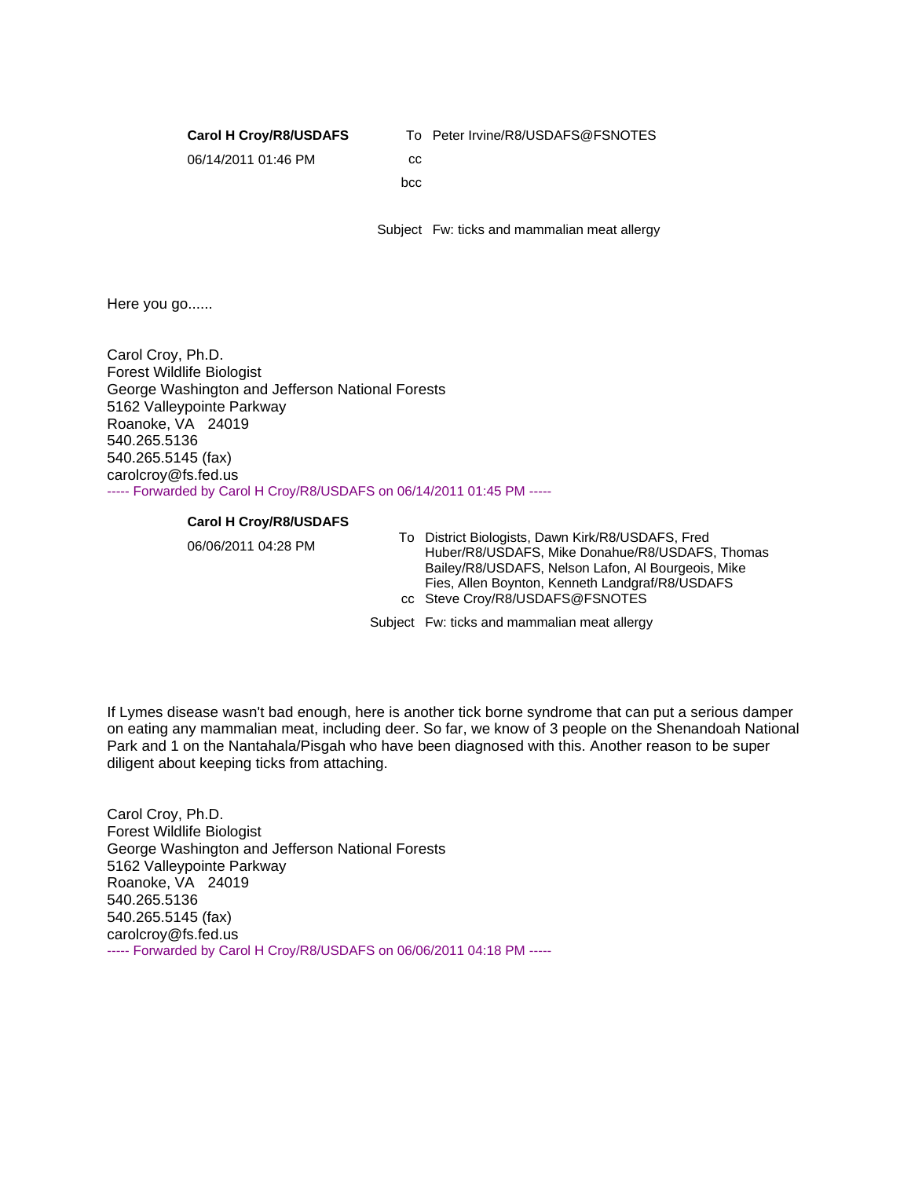**Carol H Croy/R8/USDAFS**

06/14/2011 01:46 PM

To Peter Irvine/R8/USDAFS@FSNOTES

cc

bcc

Subject Fw: ticks and mammalian meat allergy

Here you go......

Carol Croy, Ph.D.
Forest Wildlife Biologist
George Washington and Jefferson National Forests
5162 Valleypointe Parkway
Roanoke, VA 24019
540.265.5136
540.265.5145 (fax)
carolcroy@fs.fed.us

----- Forwarded by Carol H Croy/R8/USDAFS on 06/14/2011 01:45 PM -----

**Carol H Croy/R8/USDAFS**

06/06/2011 04:28 PM

To District Biologists, Dawn Kirk/R8/USDAFS, Fred Huber/R8/USDAFS, Mike Donahue/R8/USDAFS, Thomas Bailey/R8/USDAFS, Nelson Lafon, Al Bourgeois, Mike Fies, Allen Boynton, Kenneth Landgraf/R8/USDAFS

cc Steve Croy/R8/USDAFS@FSNOTES

Subject Fw: ticks and mammalian meat allergy

If Lymes disease wasn't bad enough, here is another tick borne syndrome that can put a serious damper on eating any mammalian meat, including deer. So far, we know of 3 people on the Shenandoah National Park and 1 on the Nantahala/Pisgah who have been diagnosed with this. Another reason to be super diligent about keeping ticks from attaching.

Carol Croy, Ph.D.
Forest Wildlife Biologist
George Washington and Jefferson National Forests
5162 Valleypointe Parkway
Roanoke, VA 24019
540.265.5136
540.265.5145 (fax)
carolcroy@fs.fed.us

----- Forwarded by Carol H Croy/R8/USDAFS on 06/06/2011 04:18 PM -----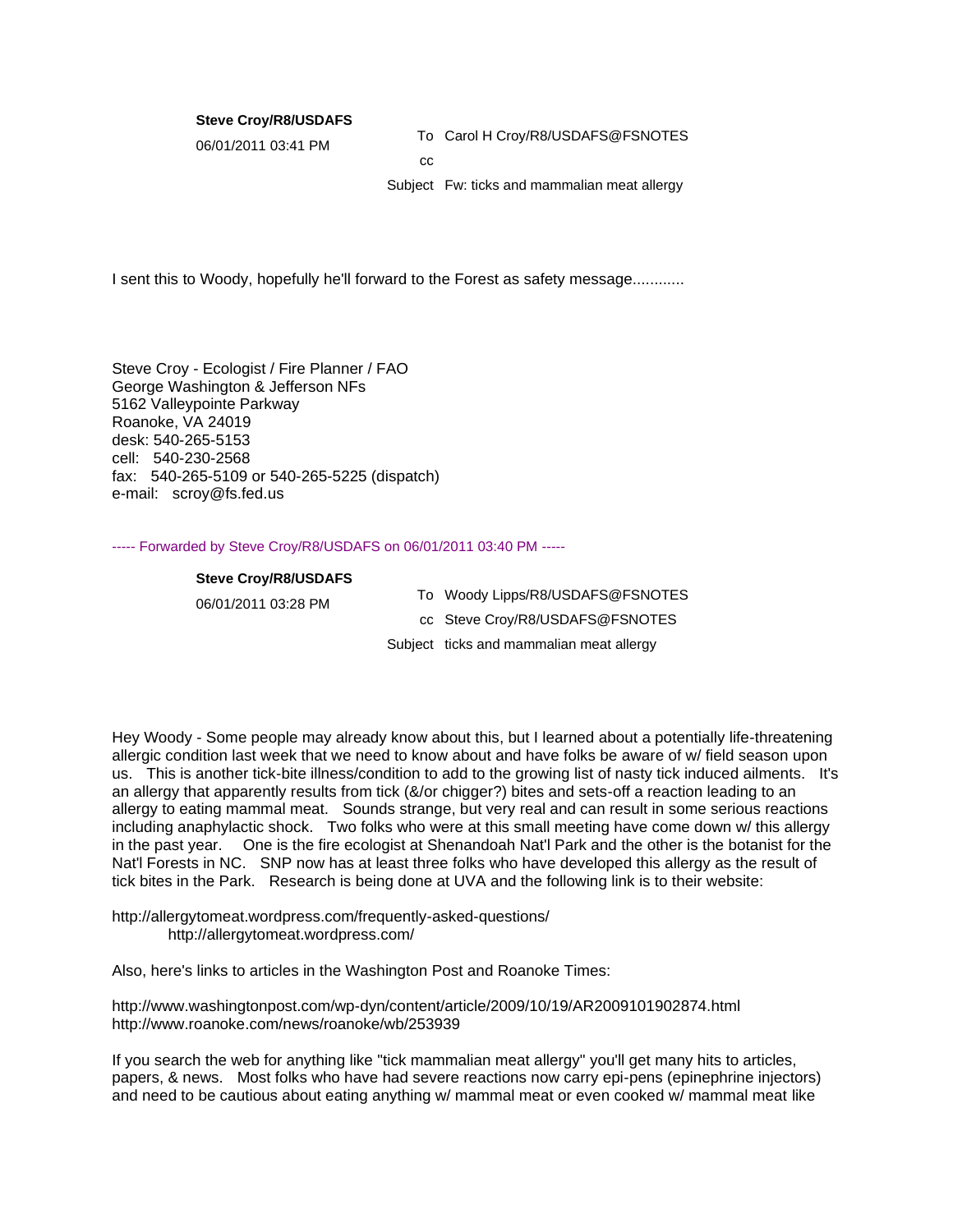**Steve Croy/R8/USDAFS**

06/01/2011 03:41 PM

To Carol H Croy/R8/USDAFS@FSNOTES

cc

Subject Fw: ticks and mammalian meat allergy

I sent this to Woody, hopefully he'll forward to the Forest as safety message............

Steve Croy - Ecologist / Fire Planner / FAO
George Washington & Jefferson NFs
5162 Valleypointe Parkway
Roanoke, VA 24019
desk: 540-265-5153
cell: 540-230-2568
fax: 540-265-5109 or 540-265-5225 (dispatch)
e-mail: scroy@fs.fed.us

----- Forwarded by Steve Croy/R8/USDAFS on 06/01/2011 03:40 PM -----

**Steve Croy/R8/USDAFS**

06/01/2011 03:28 PM

To Woody Lipps/R8/USDAFS@FSNOTES

cc Steve Croy/R8/USDAFS@FSNOTES

Subject ticks and mammalian meat allergy

Hey Woody - Some people may already know about this, but I learned about a potentially life-threatening allergic condition last week that we need to know about and have folks be aware of w/ field season upon us. This is another tick-bite illness/condition to add to the growing list of nasty tick induced ailments. It's an allergy that apparently results from tick (&/or chigger?) bites and sets-off a reaction leading to an allergy to eating mammal meat. Sounds strange, but very real and can result in some serious reactions including anaphylactic shock. Two folks who were at this small meeting have come down w/ this allergy in the past year. One is the fire ecologist at Shenandoah Nat'l Park and the other is the botanist for the Nat'l Forests in NC. SNP now has at least three folks who have developed this allergy as the result of tick bites in the Park. Research is being done at UVA and the following link is to their website:

http://allergytomeat.wordpress.com/frequently-asked-questions/
http://allergytomeat.wordpress.com/

Also, here's links to articles in the Washington Post and Roanoke Times:

http://www.washingtonpost.com/wp-dyn/content/article/2009/10/19/AR2009101902874.html
http://www.roanoke.com/news/roanoke/wb/253939

If you search the web for anything like "tick mammalian meat allergy" you'll get many hits to articles, papers, & news. Most folks who have had severe reactions now carry epi-pens (epinephrine injectors) and need to be cautious about eating anything w/ mammal meat or even cooked w/ mammal meat like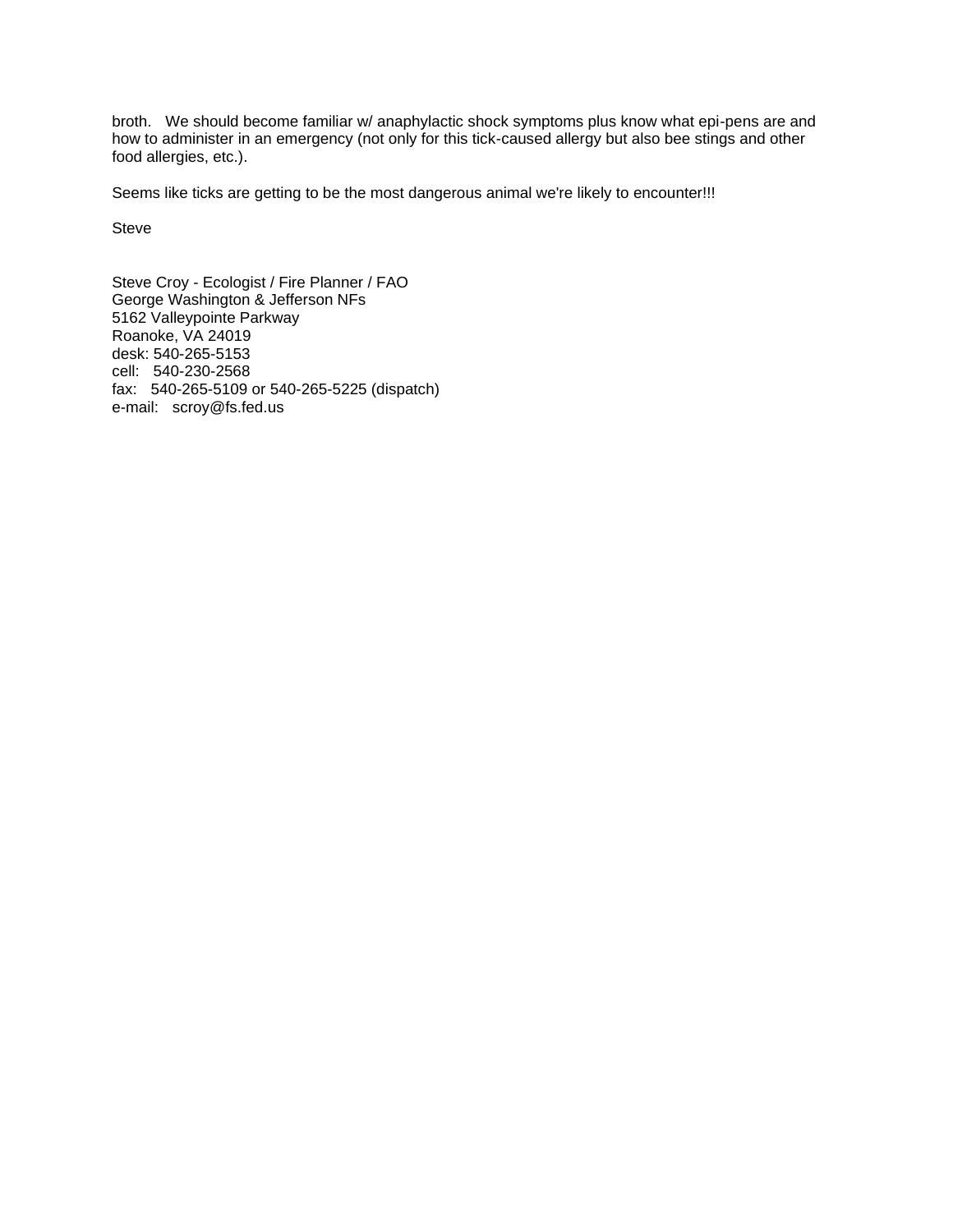broth.   We should become familiar w/ anaphylactic shock symptoms plus know what epi-pens are and how to administer in an emergency (not only for this tick-caused allergy but also bee stings and other food allergies, etc.).

Seems like ticks are getting to be the most dangerous animal we're likely to encounter!!!

Steve

Steve Croy - Ecologist / Fire Planner / FAO
George Washington & Jefferson NFs
5162 Valleypointe Parkway
Roanoke, VA 24019
desk: 540-265-5153
cell:   540-230-2568
fax:   540-265-5109 or 540-265-5225 (dispatch)
e-mail:   scroy@fs.fed.us